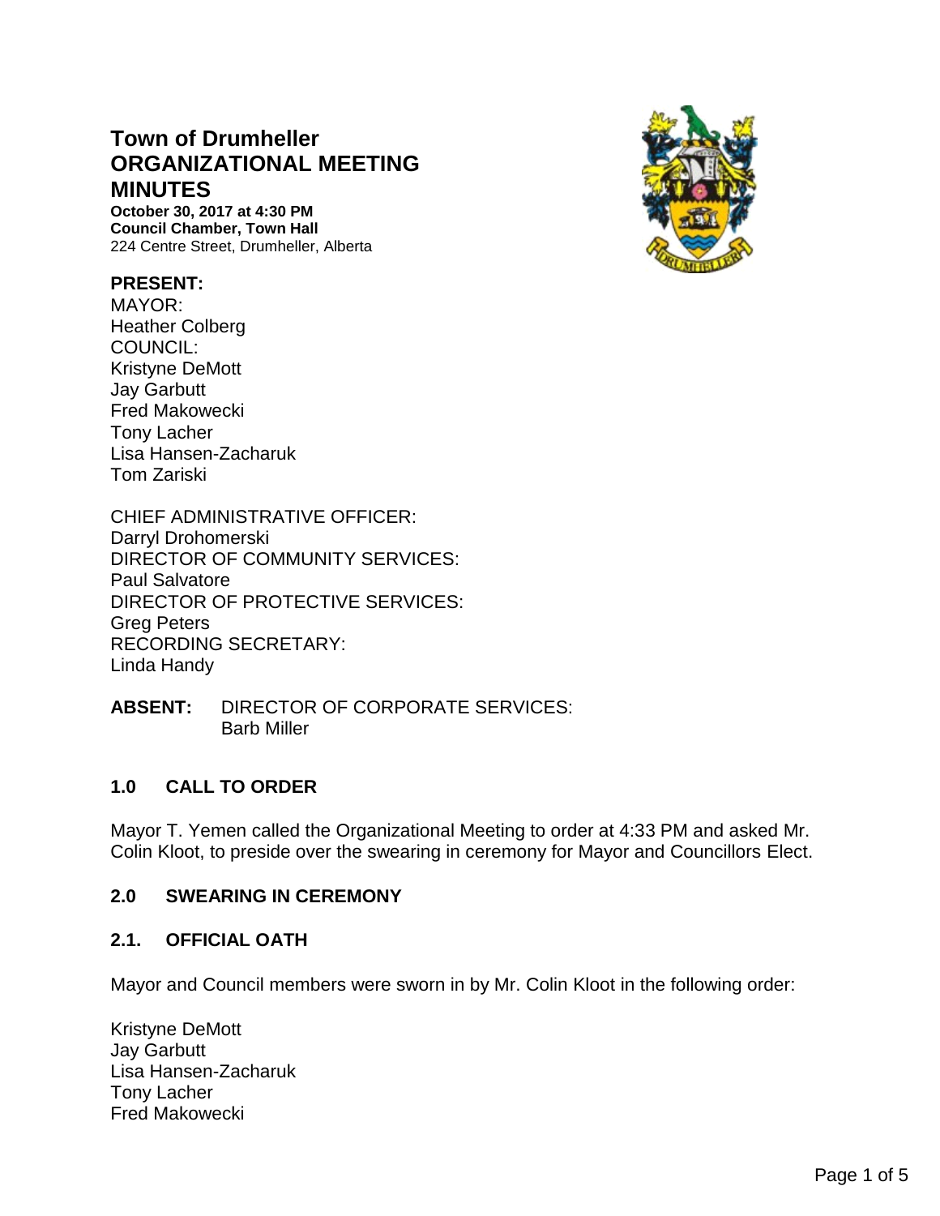# Town of Drumheller ORGANIZATIONAL MEETING MINUTES

**October 30, 2017 at 4:30 PM**
**Council Chamber, Town Hall**
224 Centre Street, Drumheller, Alberta

**PRESENT:**
MAYOR:
Heather Colberg
COUNCIL:
Kristyne DeMott
Jay Garbutt
Fred Makowecki
Tony Lacher
Lisa Hansen-Zacharuk
Tom Zariski

CHIEF ADMINISTRATIVE OFFICER:
Darryl Drohomerski
DIRECTOR OF COMMUNITY SERVICES:
Paul Salvatore
DIRECTOR OF PROTECTIVE SERVICES:
Greg Peters
RECORDING SECRETARY:
Linda Handy

**ABSENT:** DIRECTOR OF CORPORATE SERVICES:
Barb Miller

## 1.0 CALL TO ORDER

Mayor T. Yemen called the Organizational Meeting to order at 4:33 PM and asked Mr. Colin Kloot, to preside over the swearing in ceremony for Mayor and Councillors Elect.

## 2.0 SWEARING IN CEREMONY

### 2.1. OFFICIAL OATH

Mayor and Council members were sworn in by Mr. Colin Kloot in the following order:

Kristyne DeMott
Jay Garbutt
Lisa Hansen-Zacharuk
Tony Lacher
Fred Makowecki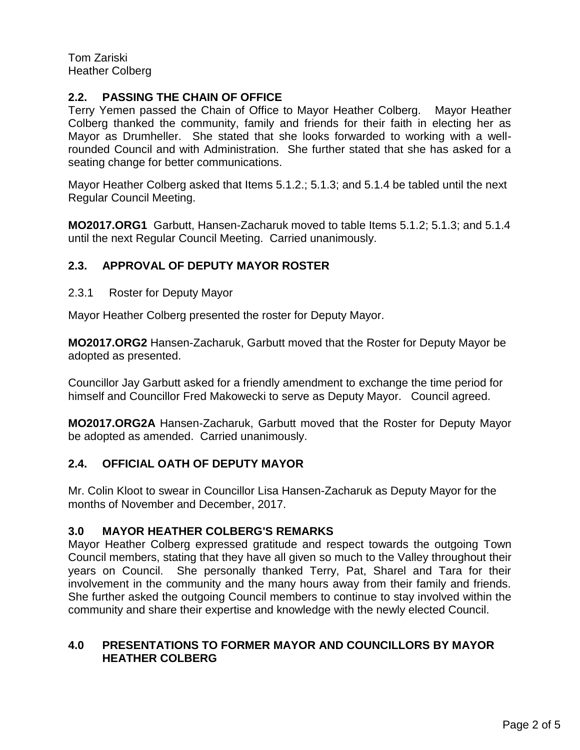Tom Zariski
Heather Colberg

## 2.2. PASSING THE CHAIN OF OFFICE

Terry Yemen passed the Chain of Office to Mayor Heather Colberg. Mayor Heather Colberg thanked the community, family and friends for their faith in electing her as Mayor as Drumheller. She stated that she looks forwarded to working with a well-rounded Council and with Administration. She further stated that she has asked for a seating change for better communications.

Mayor Heather Colberg asked that Items 5.1.2.; 5.1.3; and 5.1.4 be tabled until the next Regular Council Meeting.

**MO2017.ORG1** Garbutt, Hansen-Zacharuk moved to table Items 5.1.2; 5.1.3; and 5.1.4 until the next Regular Council Meeting. Carried unanimously.

## 2.3. APPROVAL OF DEPUTY MAYOR ROSTER

2.3.1 Roster for Deputy Mayor

Mayor Heather Colberg presented the roster for Deputy Mayor.

**MO2017.ORG2** Hansen-Zacharuk, Garbutt moved that the Roster for Deputy Mayor be adopted as presented.

Councillor Jay Garbutt asked for a friendly amendment to exchange the time period for himself and Councillor Fred Makowecki to serve as Deputy Mayor. Council agreed.

**MO2017.ORG2A** Hansen-Zacharuk, Garbutt moved that the Roster for Deputy Mayor be adopted as amended. Carried unanimously.

## 2.4. OFFICIAL OATH OF DEPUTY MAYOR

Mr. Colin Kloot to swear in Councillor Lisa Hansen-Zacharuk as Deputy Mayor for the months of November and December, 2017.

## 3.0 MAYOR HEATHER COLBERG'S REMARKS

Mayor Heather Colberg expressed gratitude and respect towards the outgoing Town Council members, stating that they have all given so much to the Valley throughout their years on Council. She personally thanked Terry, Pat, Sharel and Tara for their involvement in the community and the many hours away from their family and friends. She further asked the outgoing Council members to continue to stay involved within the community and share their expertise and knowledge with the newly elected Council.

## 4.0 PRESENTATIONS TO FORMER MAYOR AND COUNCILLORS BY MAYOR HEATHER COLBERG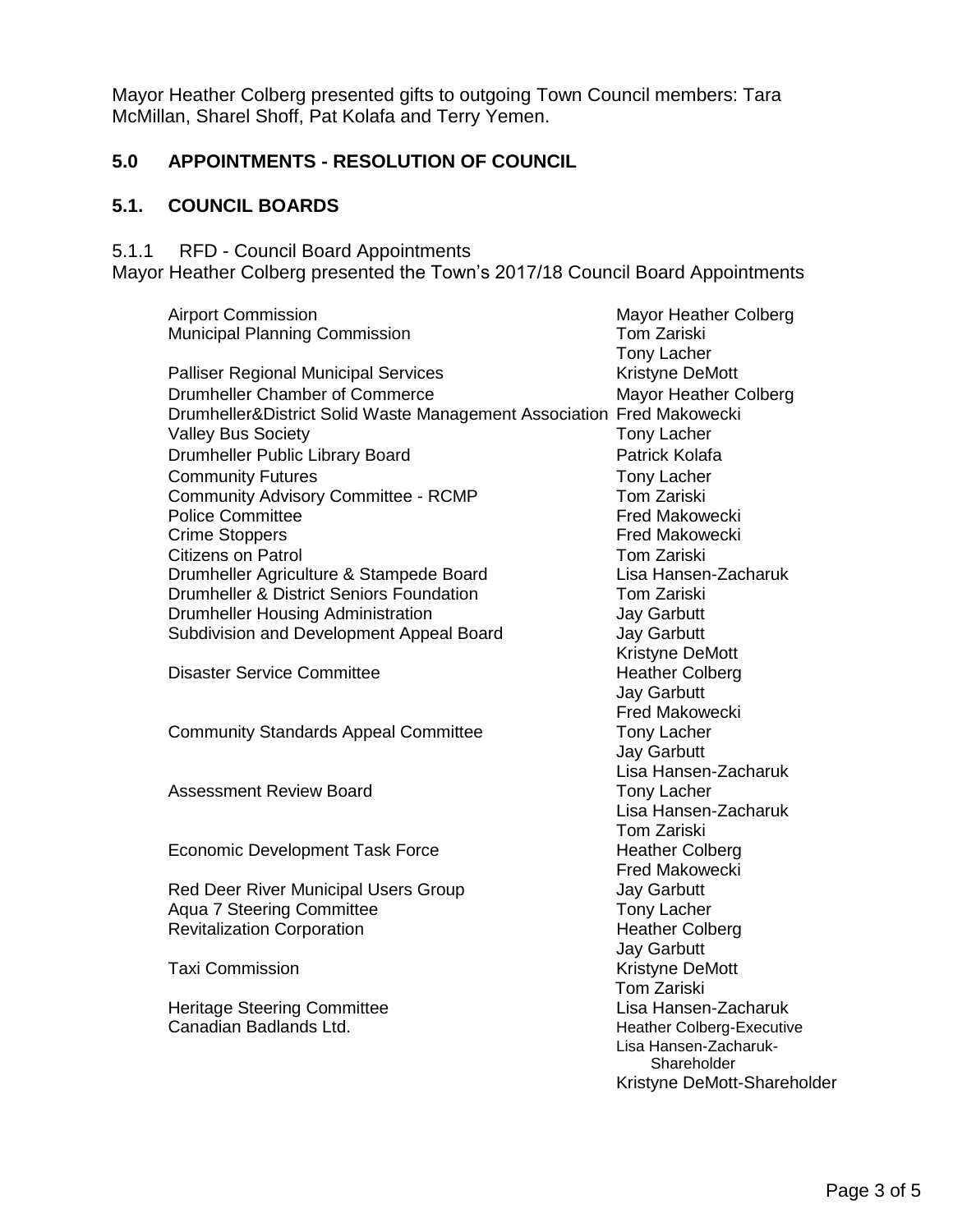Mayor Heather Colberg presented gifts to outgoing Town Council members: Tara McMillan, Sharel Shoff, Pat Kolafa and Terry Yemen.

## 5.0 APPOINTMENTS - RESOLUTION OF COUNCIL

## 5.1. COUNCIL BOARDS

5.1.1 RFD - Council Board Appointments

Mayor Heather Colberg presented the Town's 2017/18 Council Board Appointments

| Board | Appointee(s) |
|---|---|
| Airport Commission | Mayor Heather Colberg |
| Municipal Planning Commission | Tom Zariski<br>Tony Lacher |
| Palliser Regional Municipal Services | Kristyne DeMott |
| Drumheller Chamber of Commerce | Mayor Heather Colberg |
| Drumheller&District Solid Waste Management Association | Fred Makowecki |
| Valley Bus Society | Tony Lacher |
| Drumheller Public Library Board | Patrick Kolafa |
| Community Futures | Tony Lacher |
| Community Advisory Committee - RCMP | Tom Zariski |
| Police Committee | Fred Makowecki |
| Crime Stoppers | Fred Makowecki |
| Citizens on Patrol | Tom Zariski |
| Drumheller Agriculture & Stampede Board | Lisa Hansen-Zacharuk |
| Drumheller & District Seniors Foundation | Tom Zariski |
| Drumheller Housing Administration | Jay Garbutt |
| Subdivision and Development Appeal Board | Jay Garbutt<br>Kristyne DeMott |
| Disaster Service Committee | Heather Colberg<br>Jay Garbutt<br>Fred Makowecki |
| Community Standards Appeal Committee | Tony Lacher<br>Jay Garbutt<br>Lisa Hansen-Zacharuk |
| Assessment Review Board | Tony Lacher<br>Lisa Hansen-Zacharuk<br>Tom Zariski |
| Economic Development Task Force | Heather Colberg<br>Fred Makowecki |
| Red Deer River Municipal Users Group | Jay Garbutt |
| Aqua 7 Steering Committee | Tony Lacher |
| Revitalization Corporation | Heather Colberg<br>Jay Garbutt |
| Taxi Commission | Kristyne DeMott<br>Tom Zariski |
| Heritage Steering Committee | Lisa Hansen-Zacharuk |
| Canadian Badlands Ltd. | Heather Colberg-Executive<br>Lisa Hansen-Zacharuk-Shareholder<br>Kristyne DeMott-Shareholder |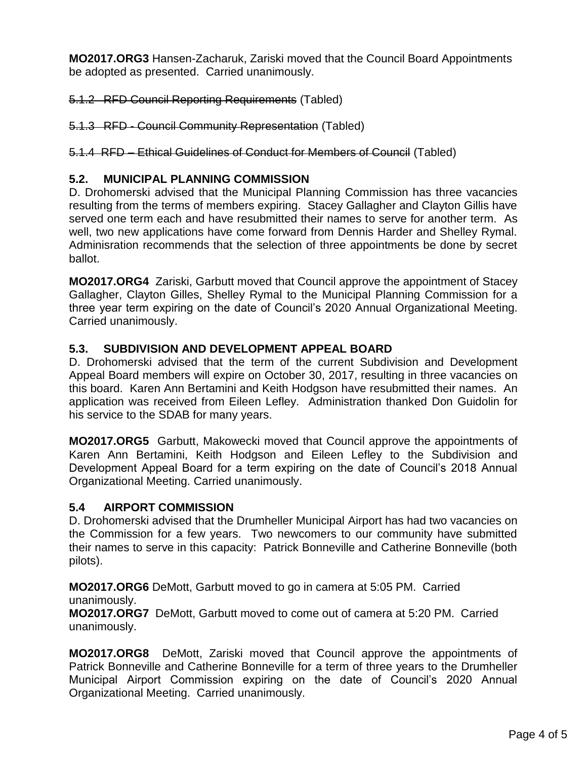**MO2017.ORG3** Hansen-Zacharuk, Zariski moved that the Council Board Appointments be adopted as presented. Carried unanimously.

~~5.1.2 RFD Council Reporting Requirements~~ (Tabled)

~~5.1.3 RFD - Council Community Representation~~ (Tabled)

~~5.1.4 RFD – Ethical Guidelines of Conduct for Members of Council~~ (Tabled)

### 5.2. MUNICIPAL PLANNING COMMISSION

D. Drohomerski advised that the Municipal Planning Commission has three vacancies resulting from the terms of members expiring. Stacey Gallagher and Clayton Gillis have served one term each and have resubmitted their names to serve for another term. As well, two new applications have come forward from Dennis Harder and Shelley Rymal. Adminisration recommends that the selection of three appointments be done by secret ballot.

**MO2017.ORG4** Zariski, Garbutt moved that Council approve the appointment of Stacey Gallagher, Clayton Gilles, Shelley Rymal to the Municipal Planning Commission for a three year term expiring on the date of Council's 2020 Annual Organizational Meeting. Carried unanimously.

### 5.3. SUBDIVISION AND DEVELOPMENT APPEAL BOARD

D. Drohomerski advised that the term of the current Subdivision and Development Appeal Board members will expire on October 30, 2017, resulting in three vacancies on this board. Karen Ann Bertamini and Keith Hodgson have resubmitted their names. An application was received from Eileen Lefley. Administration thanked Don Guidolin for his service to the SDAB for many years.

**MO2017.ORG5** Garbutt, Makowecki moved that Council approve the appointments of Karen Ann Bertamini, Keith Hodgson and Eileen Lefley to the Subdivision and Development Appeal Board for a term expiring on the date of Council's 2018 Annual Organizational Meeting. Carried unanimously.

### 5.4 AIRPORT COMMISSION

D. Drohomerski advised that the Drumheller Municipal Airport has had two vacancies on the Commission for a few years. Two newcomers to our community have submitted their names to serve in this capacity: Patrick Bonneville and Catherine Bonneville (both pilots).

**MO2017.ORG6** DeMott, Garbutt moved to go in camera at 5:05 PM. Carried unanimously.
**MO2017.ORG7** DeMott, Garbutt moved to come out of camera at 5:20 PM. Carried unanimously.

**MO2017.ORG8** DeMott, Zariski moved that Council approve the appointments of Patrick Bonneville and Catherine Bonneville for a term of three years to the Drumheller Municipal Airport Commission expiring on the date of Council's 2020 Annual Organizational Meeting. Carried unanimously.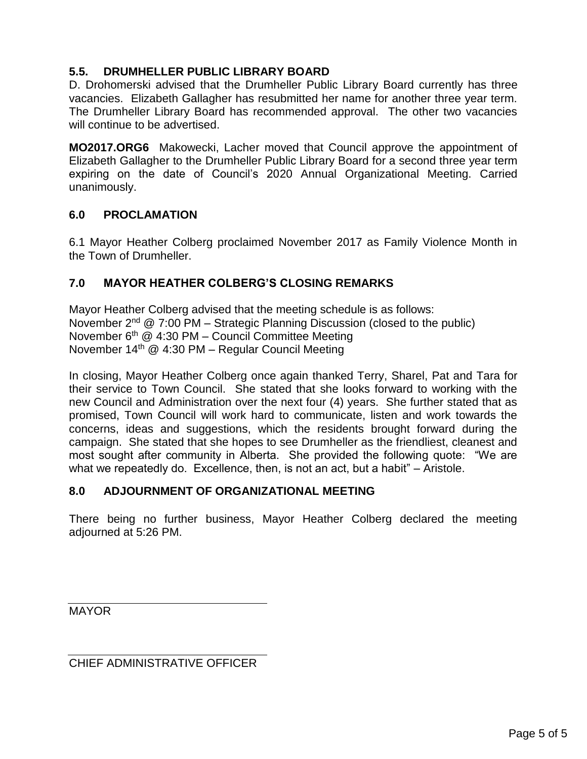### 5.5. DRUMHELLER PUBLIC LIBRARY BOARD

D. Drohomerski advised that the Drumheller Public Library Board currently has three vacancies. Elizabeth Gallagher has resubmitted her name for another three year term. The Drumheller Library Board has recommended approval. The other two vacancies will continue to be advertised.

**MO2017.ORG6** Makowecki, Lacher moved that Council approve the appointment of Elizabeth Gallagher to the Drumheller Public Library Board for a second three year term expiring on the date of Council's 2020 Annual Organizational Meeting. Carried unanimously.

## 6.0 PROCLAMATION

6.1 Mayor Heather Colberg proclaimed November 2017 as Family Violence Month in the Town of Drumheller.

## 7.0 MAYOR HEATHER COLBERG'S CLOSING REMARKS

Mayor Heather Colberg advised that the meeting schedule is as follows:
November 2nd @ 7:00 PM – Strategic Planning Discussion (closed to the public)
November 6th @ 4:30 PM – Council Committee Meeting
November 14th @ 4:30 PM – Regular Council Meeting

In closing, Mayor Heather Colberg once again thanked Terry, Sharel, Pat and Tara for their service to Town Council. She stated that she looks forward to working with the new Council and Administration over the next four (4) years. She further stated that as promised, Town Council will work hard to communicate, listen and work towards the concerns, ideas and suggestions, which the residents brought forward during the campaign. She stated that she hopes to see Drumheller as the friendliest, cleanest and most sought after community in Alberta. She provided the following quote: "We are what we repeatedly do. Excellence, then, is not an act, but a habit" – Aristole.

## 8.0 ADJOURNMENT OF ORGANIZATIONAL MEETING

There being no further business, Mayor Heather Colberg declared the meeting adjourned at 5:26 PM.

MAYOR

CHIEF ADMINISTRATIVE OFFICER